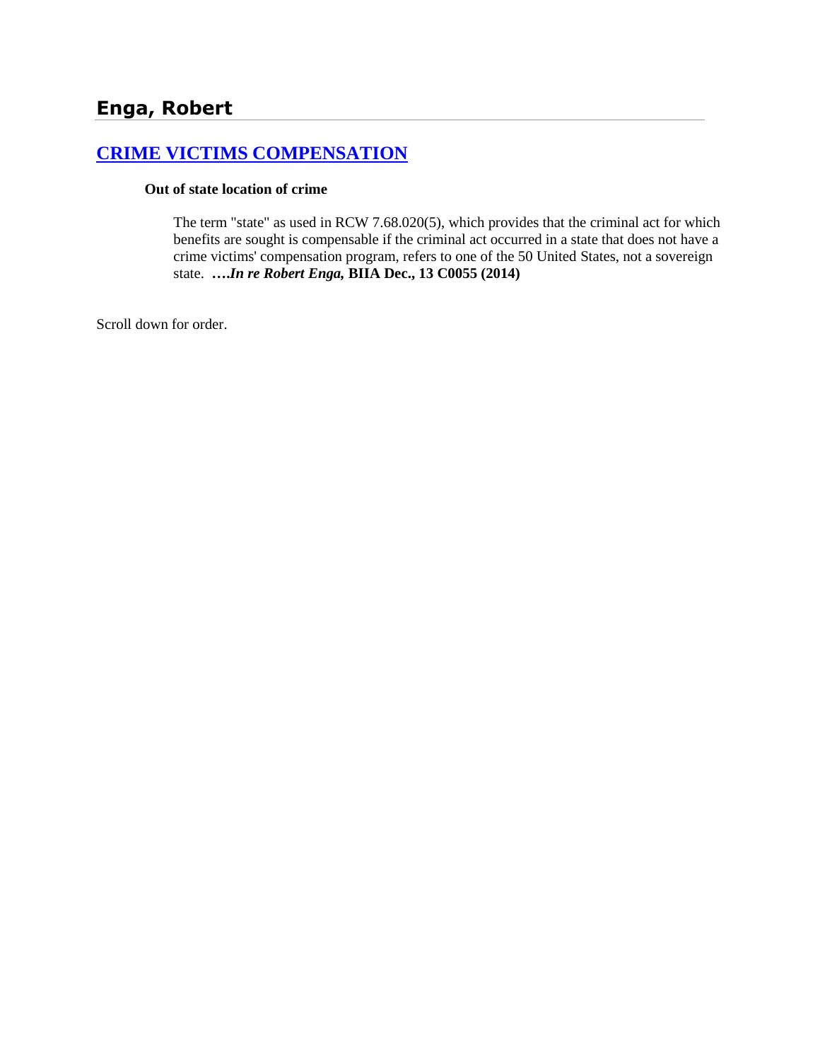# Enga, Robert

## CRIME VICTIMS COMPENSATION

**Out of state location of crime**

The term "state" as used in RCW 7.68.020(5), which provides that the criminal act for which benefits are sought is compensable if the criminal act occurred in a state that does not have a crime victims' compensation program, refers to one of the 50 United States, not a sovereign state. **….*In re Robert Enga,* BIIA Dec., 13 C0055 (2014)**

Scroll down for order.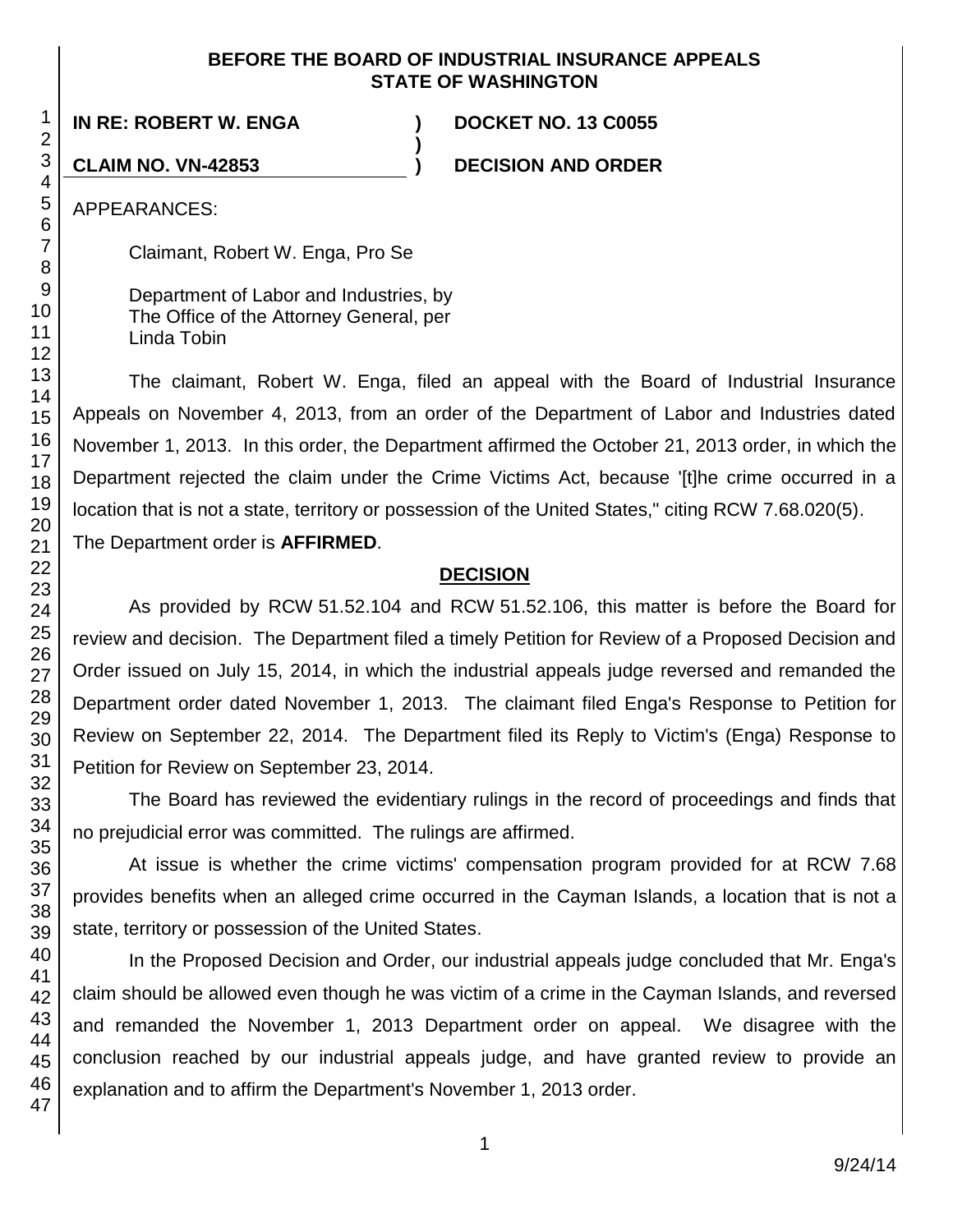**BEFORE THE BOARD OF INDUSTRIAL INSURANCE APPEALS STATE OF WASHINGTON**

**IN RE: ROBERT W. ENGA** ) **DOCKET NO. 13 C0055**
)
**CLAIM NO. VN-42853** ) **DECISION AND ORDER**

APPEARANCES:

Claimant, Robert W. Enga, Pro Se

Department of Labor and Industries, by
The Office of the Attorney General, per
Linda Tobin

The claimant, Robert W. Enga, filed an appeal with the Board of Industrial Insurance Appeals on November 4, 2013, from an order of the Department of Labor and Industries dated November 1, 2013. In this order, the Department affirmed the October 21, 2013 order, in which the Department rejected the claim under the Crime Victims Act, because '[t]he crime occurred in a location that is not a state, territory or possession of the United States," citing RCW 7.68.020(5). The Department order is **AFFIRMED**.

## DECISION

As provided by RCW 51.52.104 and RCW 51.52.106, this matter is before the Board for review and decision. The Department filed a timely Petition for Review of a Proposed Decision and Order issued on July 15, 2014, in which the industrial appeals judge reversed and remanded the Department order dated November 1, 2013. The claimant filed Enga's Response to Petition for Review on September 22, 2014. The Department filed its Reply to Victim's (Enga) Response to Petition for Review on September 23, 2014.

The Board has reviewed the evidentiary rulings in the record of proceedings and finds that no prejudicial error was committed. The rulings are affirmed.

At issue is whether the crime victims' compensation program provided for at RCW 7.68 provides benefits when an alleged crime occurred in the Cayman Islands, a location that is not a state, territory or possession of the United States.

In the Proposed Decision and Order, our industrial appeals judge concluded that Mr. Enga's claim should be allowed even though he was victim of a crime in the Cayman Islands, and reversed and remanded the November 1, 2013 Department order on appeal. We disagree with the conclusion reached by our industrial appeals judge, and have granted review to provide an explanation and to affirm the Department's November 1, 2013 order.

9/24/14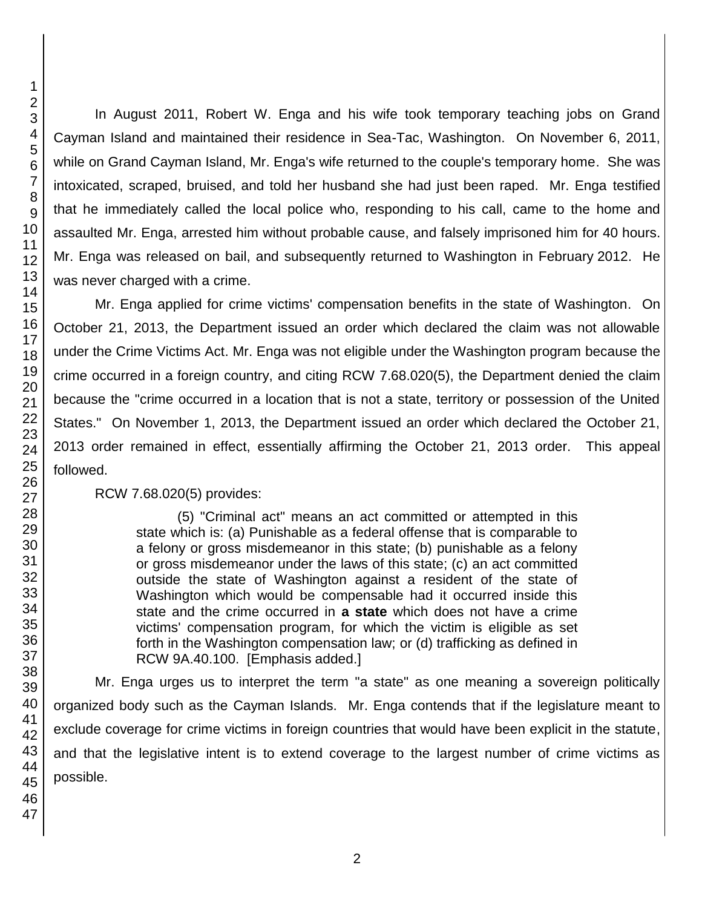In August 2011, Robert W. Enga and his wife took temporary teaching jobs on Grand Cayman Island and maintained their residence in Sea-Tac, Washington. On November 6, 2011, while on Grand Cayman Island, Mr. Enga's wife returned to the couple's temporary home. She was intoxicated, scraped, bruised, and told her husband she had just been raped. Mr. Enga testified that he immediately called the local police who, responding to his call, came to the home and assaulted Mr. Enga, arrested him without probable cause, and falsely imprisoned him for 40 hours. Mr. Enga was released on bail, and subsequently returned to Washington in February 2012. He was never charged with a crime.

Mr. Enga applied for crime victims' compensation benefits in the state of Washington. On October 21, 2013, the Department issued an order which declared the claim was not allowable under the Crime Victims Act. Mr. Enga was not eligible under the Washington program because the crime occurred in a foreign country, and citing RCW 7.68.020(5), the Department denied the claim because the "crime occurred in a location that is not a state, territory or possession of the United States." On November 1, 2013, the Department issued an order which declared the October 21, 2013 order remained in effect, essentially affirming the October 21, 2013 order. This appeal followed.

RCW 7.68.020(5) provides:

> (5) "Criminal act" means an act committed or attempted in this state which is: (a) Punishable as a federal offense that is comparable to a felony or gross misdemeanor in this state; (b) punishable as a felony or gross misdemeanor under the laws of this state; (c) an act committed outside the state of Washington against a resident of the state of Washington which would be compensable had it occurred inside this state and the crime occurred in **a state** which does not have a crime victims' compensation program, for which the victim is eligible as set forth in the Washington compensation law; or (d) trafficking as defined in RCW 9A.40.100. [Emphasis added.]

Mr. Enga urges us to interpret the term "a state" as one meaning a sovereign politically organized body such as the Cayman Islands. Mr. Enga contends that if the legislature meant to exclude coverage for crime victims in foreign countries that would have been explicit in the statute, and that the legislative intent is to extend coverage to the largest number of crime victims as possible.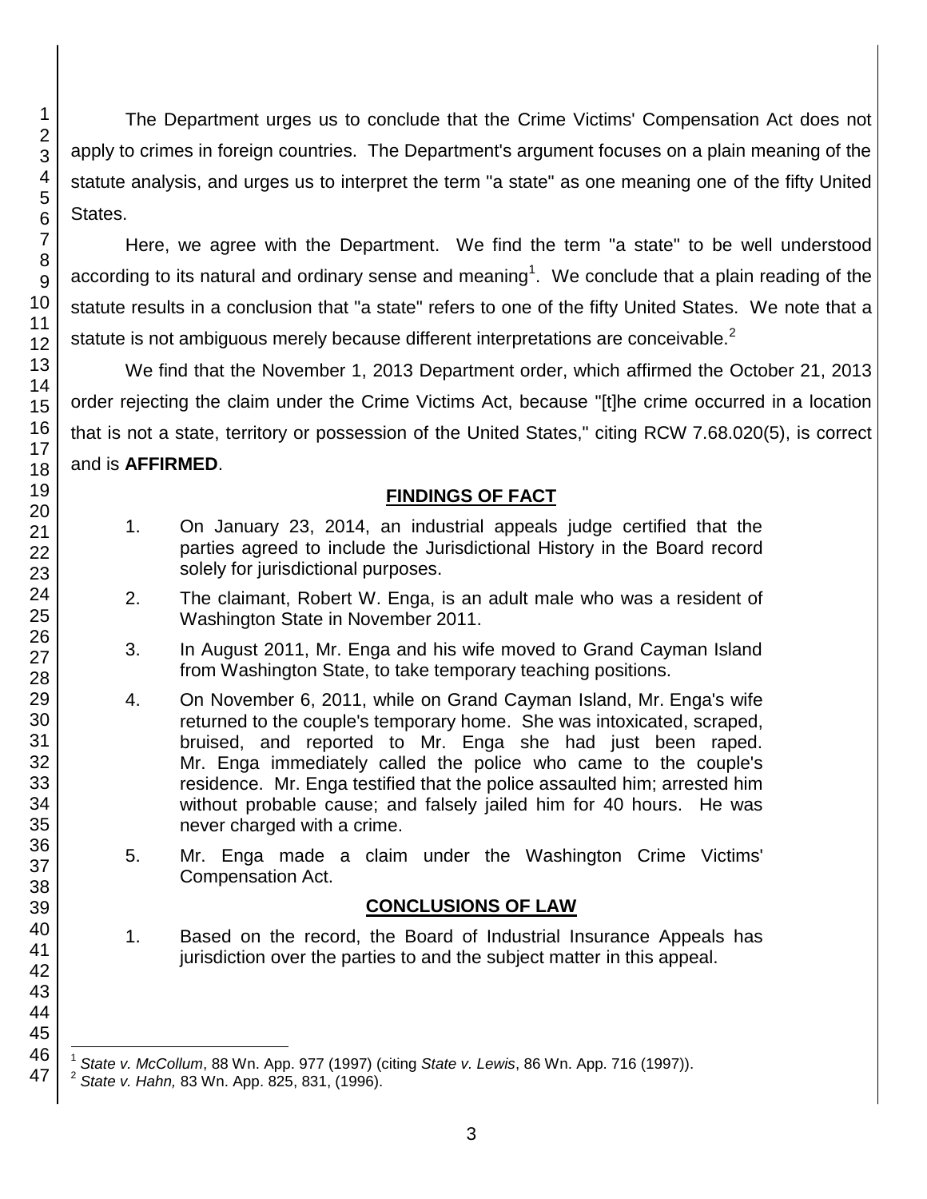The Department urges us to conclude that the Crime Victims' Compensation Act does not apply to crimes in foreign countries. The Department's argument focuses on a plain meaning of the statute analysis, and urges us to interpret the term "a state" as one meaning one of the fifty United States.

Here, we agree with the Department. We find the term "a state" to be well understood according to its natural and ordinary sense and meaning[1]. We conclude that a plain reading of the statute results in a conclusion that "a state" refers to one of the fifty United States. We note that a statute is not ambiguous merely because different interpretations are conceivable.[2]

We find that the November 1, 2013 Department order, which affirmed the October 21, 2013 order rejecting the claim under the Crime Victims Act, because "[t]he crime occurred in a location that is not a state, territory or possession of the United States," citing RCW 7.68.020(5), is correct and is **AFFIRMED**.

## FINDINGS OF FACT

1. On January 23, 2014, an industrial appeals judge certified that the parties agreed to include the Jurisdictional History in the Board record solely for jurisdictional purposes.

2. The claimant, Robert W. Enga, is an adult male who was a resident of Washington State in November 2011.

3. In August 2011, Mr. Enga and his wife moved to Grand Cayman Island from Washington State, to take temporary teaching positions.

4. On November 6, 2011, while on Grand Cayman Island, Mr. Enga's wife returned to the couple's temporary home. She was intoxicated, scraped, bruised, and reported to Mr. Enga she had just been raped. Mr. Enga immediately called the police who came to the couple's residence. Mr. Enga testified that the police assaulted him; arrested him without probable cause; and falsely jailed him for 40 hours. He was never charged with a crime.

5. Mr. Enga made a claim under the Washington Crime Victims' Compensation Act.

## CONCLUSIONS OF LAW

1. Based on the record, the Board of Industrial Insurance Appeals has jurisdiction over the parties to and the subject matter in this appeal.

---

[1] *State v. McCollum*, 88 Wn. App. 977 (1997) (citing *State v. Lewis*, 86 Wn. App. 716 (1997)).

[2] *State v. Hahn,* 83 Wn. App. 825, 831, (1996).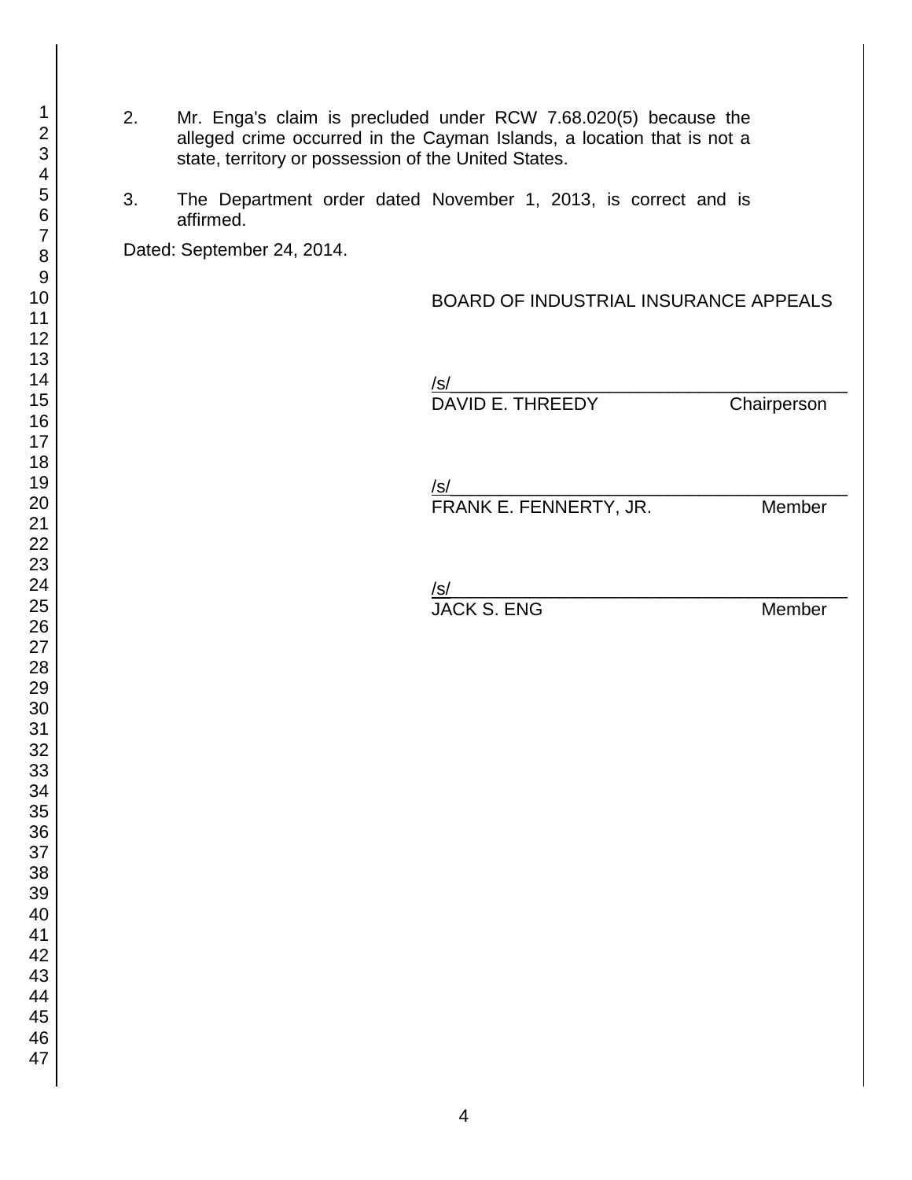2. Mr. Enga's claim is precluded under RCW 7.68.020(5) because the alleged crime occurred in the Cayman Islands, a location that is not a state, territory or possession of the United States.

3. The Department order dated November 1, 2013, is correct and is affirmed.

Dated: September 24, 2014.

BOARD OF INDUSTRIAL INSURANCE APPEALS

/s/
DAVID E. THREEDY Chairperson

/s/
FRANK E. FENNERTY, JR. Member

/s/
JACK S. ENG Member